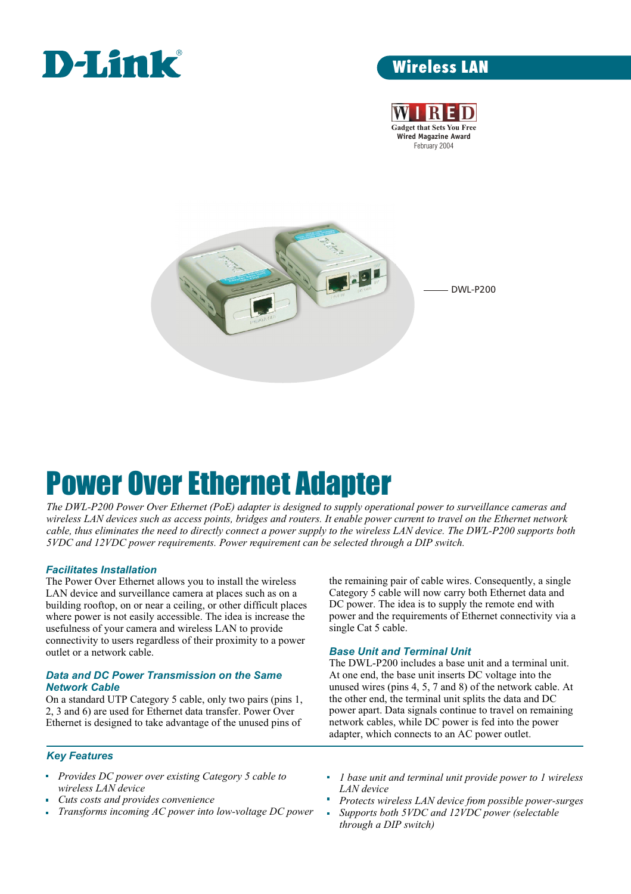D-Link

Wireless LAN

WIRED
Gadget that Sets You Free
Wired Magazine Award
February 2004

DWL-P200

# Power Over Ethernet Adapter

*The DWL-P200 Power Over Ethernet (PoE) adapter is designed to supply operational power to surveillance cameras and wireless LAN devices such as access points, bridges and routers. It enable power current to travel on the Ethernet network cable, thus eliminates the need to directly connect a power supply to the wireless LAN device. The DWL-P200 supports both 5VDC and 12VDC power requirements. Power requirement can be selected through a DIP switch.*

### Facilitates Installation

The Power Over Ethernet allows you to install the wireless LAN device and surveillance camera at places such as on a building rooftop, on or near a ceiling, or other difficult places where power is not easily accessible. The idea is increase the usefulness of your camera and wireless LAN to provide connectivity to users regardless of their proximity to a power outlet or a network cable.

### Data and DC Power Transmission on the Same Network Cable

On a standard UTP Category 5 cable, only two pairs (pins 1, 2, 3 and 6) are used for Ethernet data transfer. Power Over Ethernet is designed to take advantage of the unused pins of the remaining pair of cable wires. Consequently, a single Category 5 cable will now carry both Ethernet data and DC power. The idea is to supply the remote end with power and the requirements of Ethernet connectivity via a single Cat 5 cable.

### Base Unit and Terminal Unit

The DWL-P200 includes a base unit and a terminal unit. At one end, the base unit inserts DC voltage into the unused wires (pins 4, 5, 7 and 8) of the network cable. At the other end, the terminal unit splits the data and DC power apart. Data signals continue to travel on remaining network cables, while DC power is fed into the power adapter, which connects to an AC power outlet.

### Key Features

- *Provides DC power over existing Category 5 cable to wireless LAN device*
- *Cuts costs and provides convenience*
- *Transforms incoming AC power into low-voltage DC power*
- *1 base unit and terminal unit provide power to 1 wireless LAN device*
- *Protects wireless LAN device from possible power-surges*
- *Supports both 5VDC and 12VDC power (selectable through a DIP switch)*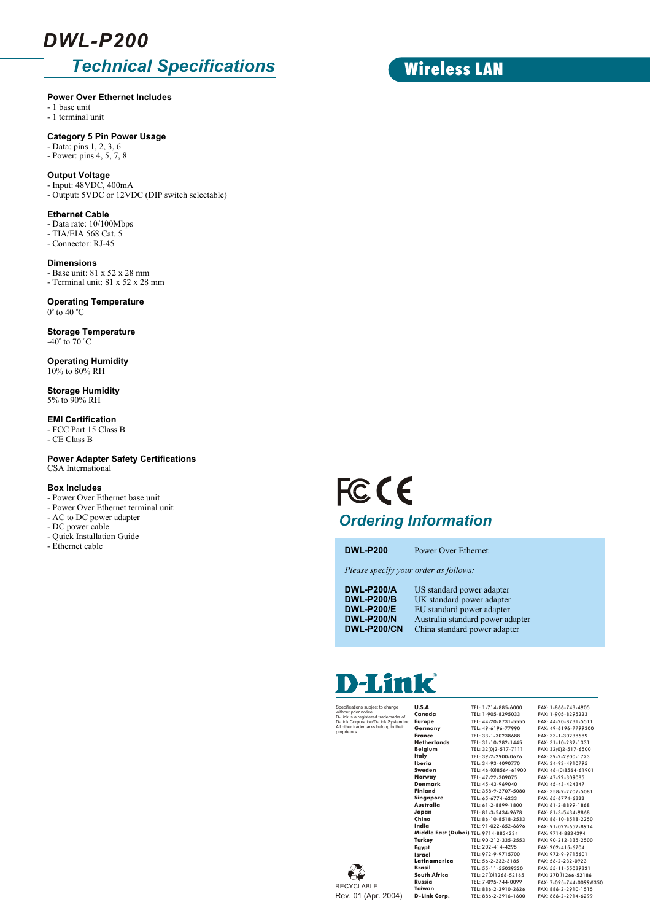# DWL-P200

## Technical Specifications

Wireless LAN

**Power Over Ethernet Includes**
- 1 base unit
- 1 terminal unit

**Category 5 Pin Power Usage**
- Data: pins 1, 2, 3, 6
- Power: pins 4, 5, 7, 8

**Output Voltage**
- Input: 48VDC, 400mA
- Output: 5VDC or 12VDC (DIP switch selectable)

**Ethernet Cable**
- Data rate: 10/100Mbps
- TIA/EIA 568 Cat. 5
- Connector: RJ-45

**Dimensions**
- Base unit: 81 x 52 x 28 mm
- Terminal unit: 81 x 52 x 28 mm

**Operating Temperature**
0° to 40 °C

**Storage Temperature**
-40° to 70 °C

**Operating Humidity**
10% to 80% RH

**Storage Humidity**
5% to 90% RH

**EMI Certification**
- FCC Part 15 Class B
- CE Class B

**Power Adapter Safety Certifications**
CSA International

**Box Includes**
- Power Over Ethernet base unit
- Power Over Ethernet terminal unit
- AC to DC power adapter
- DC power cable
- Quick Installation Guide
- Ethernet cable

FC CE

## Ordering Information

**DWL-P200** Power Over Ethernet

*Please specify your order as follows:*

| | |
|---|---|
| **DWL-P200/A** | US standard power adapter |
| **DWL-P200/B** | UK standard power adapter |
| **DWL-P200/E** | EU standard power adapter |
| **DWL-P200/N** | Australia standard power adapter |
| **DWL-P200/CN** | China standard power adapter |

D-Link®

Specifications subject to change without prior notice. D-Link is a registered trademarks of D-Link Corporation/D-Link System Inc. All other trademarks belong to their proprietors.

| | | |
|---|---|---|
| **U.S.A** | TEL: 1-714-885-6000 | FAX: 1-866-743-4905 |
| **Canada** | TEL: 1-905-8295033 | FAX: 1-905-8295223 |
| **Europe** | TEL: 44-20-8731-5555 | FAX: 44-20-8731-5511 |
| **Germany** | TEL: 49-6196-77990 | FAX: 49-6196-7799300 |
| **France** | TEL: 33-1-30238688 | FAX: 33-1-30238689 |
| **Netherlands** | TEL: 31-10-282-1445 | FAX: 31-10-282-1331 |
| **Belgium** | TEL: 32(0)2-517-7111 | FAX: 32(0)2-517-6500 |
| **Italy** | TEL: 39-2-2900-0676 | FAX: 39-2-2900-1723 |
| **Iberia** | TEL: 34-93-4090770 | FAX: 34-93-4910795 |
| **Sweden** | TEL: 46-(0)8564-61900 | FAX: 46-(0)8564-61901 |
| **Norway** | TEL: 47-22-309075 | FAX: 47-22-309085 |
| **Denmark** | TEL: 45-43-969040 | FAX: 45-43-424347 |
| **Finland** | TEL: 358-9-2707-5080 | FAX: 358-9-2707-5081 |
| **Singapore** | TEL: 65-6774-6233 | FAX: 65-6774-6322 |
| **Australia** | TEL: 61-2-8899-1800 | FAX: 61-2-8899-1868 |
| **Japan** | TEL: 81-3-5434-9678 | FAX: 81-3-5434-9868 |
| **China** | TEL: 86-10-8518-2533 | FAX: 86-10-8518-2250 |
| **India** | TEL: 91-022-652-6696 | FAX: 91-022-652-8914 |
| **Middle East (Dubai)** | TEL: 9714-8834234 | FAX: 9714-8834394 |
| **Turkey** | TEL: 90-212-335-2553 | FAX: 90-212-335-2500 |
| **Egypt** | TEL: 202-414-4295 | FAX: 202-415-6704 |
| **Israel** | TEL: 972-9-9715700 | FAX: 972-9-9715601 |
| **Latinamerica** | TEL: 56-2-232-3185 | FAX: 56-2-232-0923 |
| **Brasil** | TEL: 55-11-55039320 | FAX: 55-11-55039321 |
| **South Africa** | TEL: 27(0)1266-52165 | FAX: 27(0)1266-52186 |
| **Russia** | TEL: 7-095-744-0099 | FAX: 7-095-744-0099#350 |
| **Taiwan** | TEL: 886-2-2910-2626 | FAX: 886-2-2910-1515 |
| **D-Link Corp.** | TEL: 886-2-2916-1600 | FAX: 886-2-2914-6299 |

RECYCLABLE

Rev. 01 (Apr. 2004)